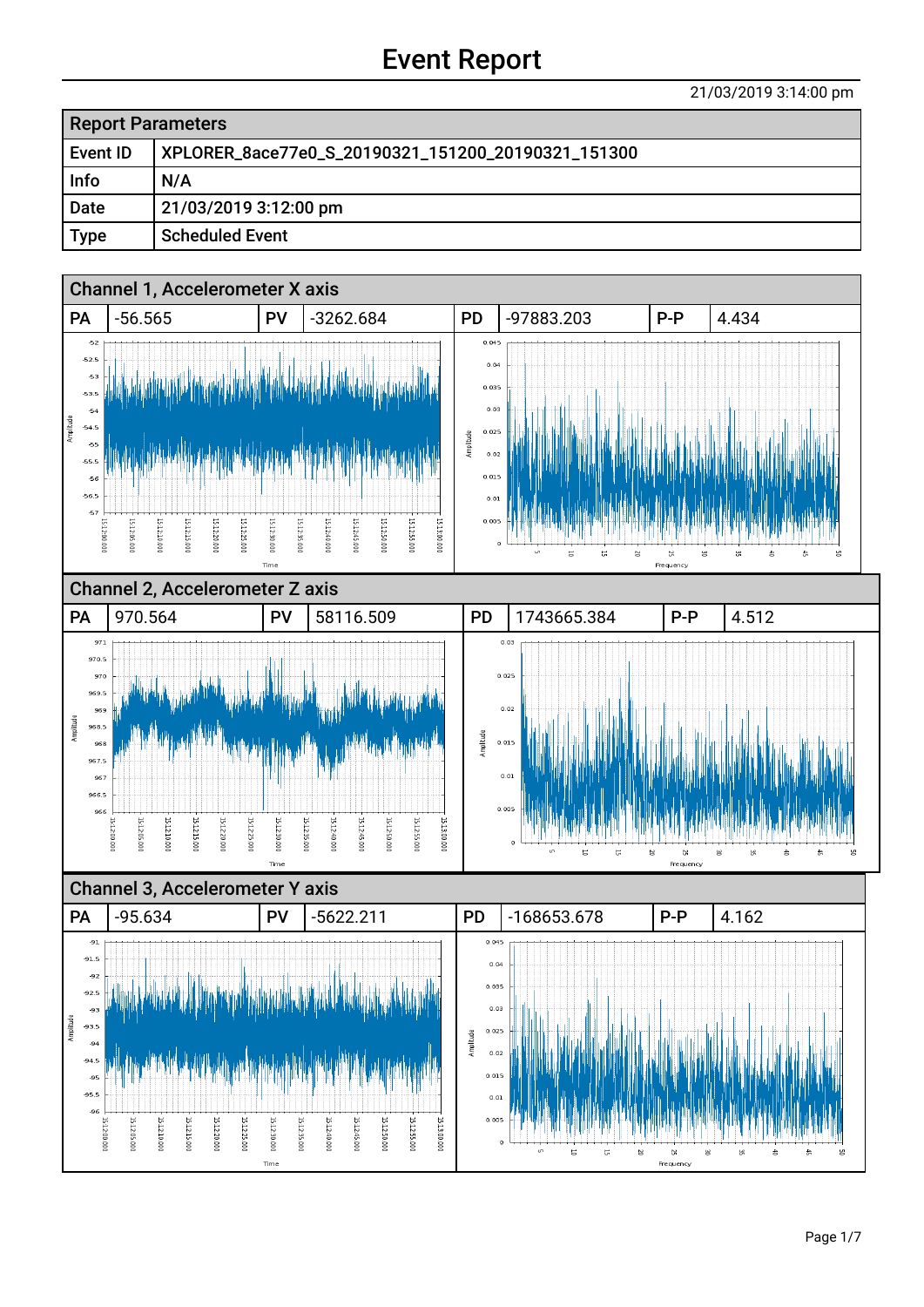# Event Report

21/03/2019 3:14:00 pm

| Report Parameters | |
|---|---|
| Event ID | XPLORER_8ace77e0_S_20190321_151200_20190321_151300 |
| Info | N/A |
| Date | 21/03/2019 3:12:00 pm |
| Type | Scheduled Event |

## Channel 1, Accelerometer X axis

| PA | -56.565 | PV | -3262.684 | PD | -97883.203 | P-P | 4.434 |
|---|---|---|---|---|---|---|---|

Amplitude
-52
-52.5
-53
-53.5
-54
-54.5
-55
-55.5
-56
-56.5
-57
15:12:00.000
15:12:05.000
15:12:10.000
15:12:15.000
15:12:20.000
15:12:25.000
15:12:30.000
15:12:35.000
15:12:40.000
15:12:45.000
15:12:50.000
15:12:55.000
15:13:00.000
Time

Amplitude
0.045
0.04
0.035
0.03
0.025
0.02
0.015
0.01
0.005
0
5
10
15
20
25
30
35
40
45
50
Frequency

## Channel 2, Accelerometer Z axis

| PA | 970.564 | PV | 58116.509 | PD | 1743665.384 | P-P | 4.512 |
|---|---|---|---|---|---|---|---|

Amplitude
971
970.5
970
969.5
969
968.5
968
967.5
967
966.5
966
15:12:00.000
15:12:05.000
15:12:10.000
15:12:15.000
15:12:20.000
15:12:25.000
15:12:30.000
15:12:35.000
15:12:40.000
15:12:45.000
15:12:50.000
15:12:55.000
15:13:00.000
Time

Amplitude
0.03
0.025
0.02
0.015
0.01
0.005
0
5
10
15
20
25
30
35
40
45
50
Frequency

## Channel 3, Accelerometer Y axis

| PA | -95.634 | PV | -5622.211 | PD | -168653.678 | P-P | 4.162 |
|---|---|---|---|---|---|---|---|

Amplitude
-91
-91.5
-92
-92.5
-93
-93.5
-94
-94.5
-95
-95.5
-96
15:12:00.000
15:12:05.000
15:12:10.000
15:12:15.000
15:12:20.000
15:12:25.000
15:12:30.000
15:12:35.000
15:12:40.000
15:12:45.000
15:12:50.000
15:12:55.000
15:13:00.000
Time

Amplitude
0.045
0.04
0.035
0.03
0.025
0.02
0.015
0.01
0.005
0
5
10
15
20
25
30
35
40
45
50
Frequency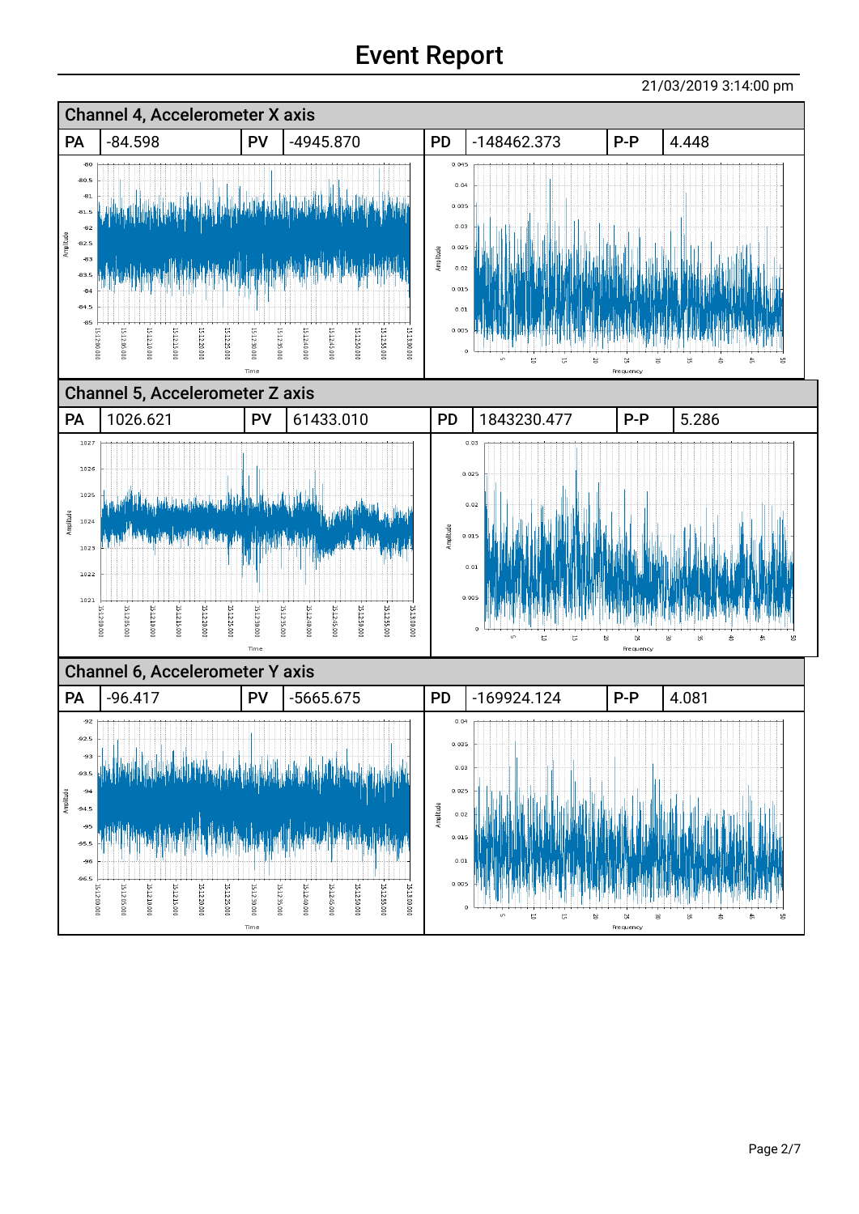# Event Report

21/03/2019 3:14:00 pm

## Channel 4, Accelerometer X axis

| PA | -84.598 | PV | -4945.870 | PD | -148462.373 | P-P | 4.448 |
|---|---|---|---|---|---|---|---|

-80
-80.5
-81
-81.5
-82
-82.5
-83
-83.5
-84
-84.5
-85
Amplitude
15:12:00.000
15:12:05.000
15:12:10.000
15:12:15.000
15:12:20.000
15:12:25.000
15:12:30.000
15:12:35.000
15:12:40.000
15:12:45.000
15:12:50.000
15:12:55.000
15:13:00.000
Time

0.045
0.04
0.035
0.03
0.025
0.02
0.015
0.01
0.005
0
Amplitude
5
10
15
20
25
30
35
40
45
50
Frequency

## Channel 5, Accelerometer Z axis

| PA | 1026.621 | PV | 61433.010 | PD | 1843230.477 | P-P | 5.286 |
|---|---|---|---|---|---|---|---|

1027
1026
1025
1024
1023
1022
1021
Amplitude
15:12:00.000
15:12:05.000
15:12:10.000
15:12:15.000
15:12:20.000
15:12:25.000
15:12:30.000
15:12:35.000
15:12:40.000
15:12:45.000
15:12:50.000
15:12:55.000
15:13:00.000
Time

0.03
0.025
0.02
0.015
0.01
0.005
0
Amplitude
5
10
15
20
25
30
35
40
45
50
Frequency

## Channel 6, Accelerometer Y axis

| PA | -96.417 | PV | -5665.675 | PD | -169924.124 | P-P | 4.081 |
|---|---|---|---|---|---|---|---|

-92
-92.5
-93
-93.5
-94
-94.5
-95
-95.5
-96
-96.5
Amplitude
15:12:00.000
15:12:05.000
15:12:10.000
15:12:15.000
15:12:20.000
15:12:25.000
15:12:30.000
15:12:35.000
15:12:40.000
15:12:45.000
15:12:50.000
15:12:55.000
15:13:00.000
Time

0.04
0.035
0.03
0.025
0.02
0.015
0.01
0.005
0
Amplitude
5
10
15
20
25
30
35
40
45
50
Frequency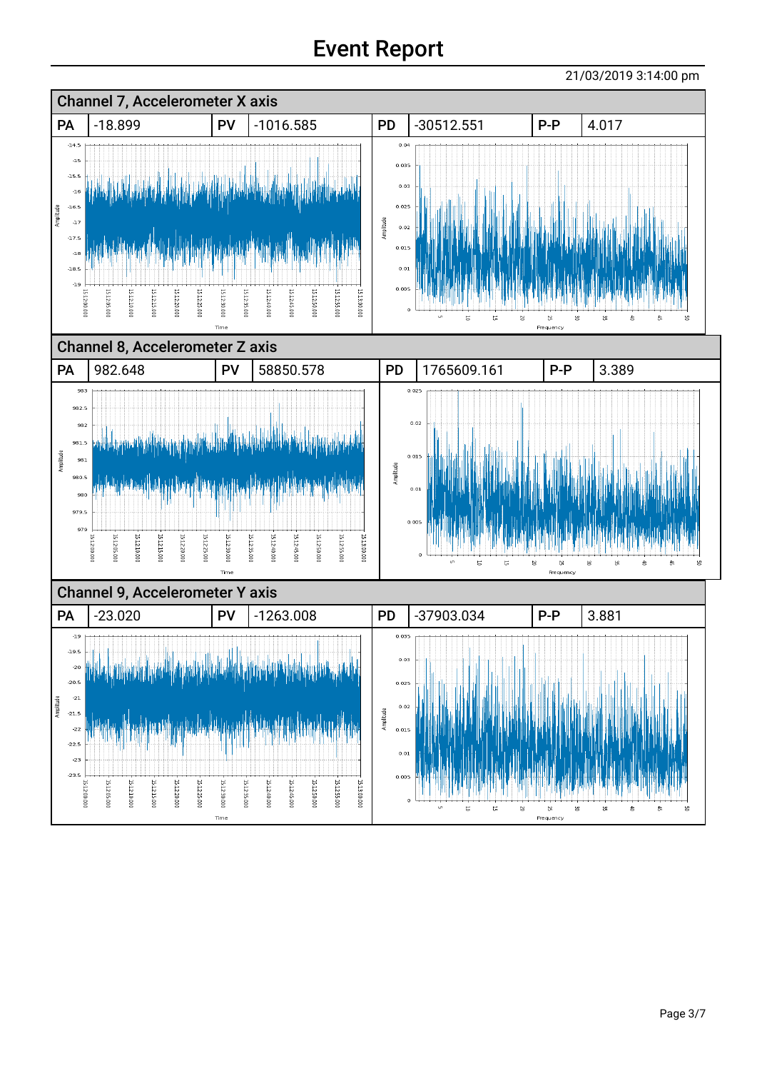# Event Report

21/03/2019 3:14:00 pm

## Channel 7, Accelerometer X axis

| PA | -18.899 | PV | -1016.585 | PD | -30512.551 | P-P | 4.017 |
|---|---|---|---|---|---|---|---|

-14.5
-15
-15.5
-16
-16.5
-17
-17.5
-18
-18.5
-19
Amplitude
15:12:00.000
15:12:05.000
15:12:10.000
15:12:15.000
15:12:20.000
15:12:25.000
15:12:30.000
15:12:35.000
15:12:40.000
15:12:45.000
15:12:50.000
15:12:55.000
15:13:00.000
Time

0.04
0.035
0.03
0.025
0.02
0.015
0.01
0.005
0
Amplitude
5
10
15
20
25
30
35
40
45
50
Frequency

## Channel 8, Accelerometer Z axis

| PA | 982.648 | PV | 58850.578 | PD | 1765609.161 | P-P | 3.389 |
|---|---|---|---|---|---|---|---|

983
982.5
982
981.5
981
980.5
980
979.5
979
Amplitude
15:12:00.000
15:12:05.000
15:12:10.000
15:12:15.000
15:12:20.000
15:12:25.000
15:12:30.000
15:12:35.000
15:12:40.000
15:12:45.000
15:12:50.000
15:12:55.000
15:13:00.000
Time

0.025
0.02
0.015
0.01
0.005
0
Amplitude
5
10
15
20
25
30
35
40
45
50
Frequency

## Channel 9, Accelerometer Y axis

| PA | -23.020 | PV | -1263.008 | PD | -37903.034 | P-P | 3.881 |
|---|---|---|---|---|---|---|---|

-19
-19.5
-20
-20.5
-21
-21.5
-22
-22.5
-23
-23.5
Amplitude
15:12:00.000
15:12:05.000
15:12:10.000
15:12:15.000
15:12:20.000
15:12:25.000
15:12:30.000
15:12:35.000
15:12:40.000
15:12:45.000
15:12:50.000
15:12:55.000
15:13:00.000
Time

0.035
0.03
0.025
0.02
0.015
0.01
0.005
0
Amplitude
5
10
15
20
25
30
35
40
45
50
Frequency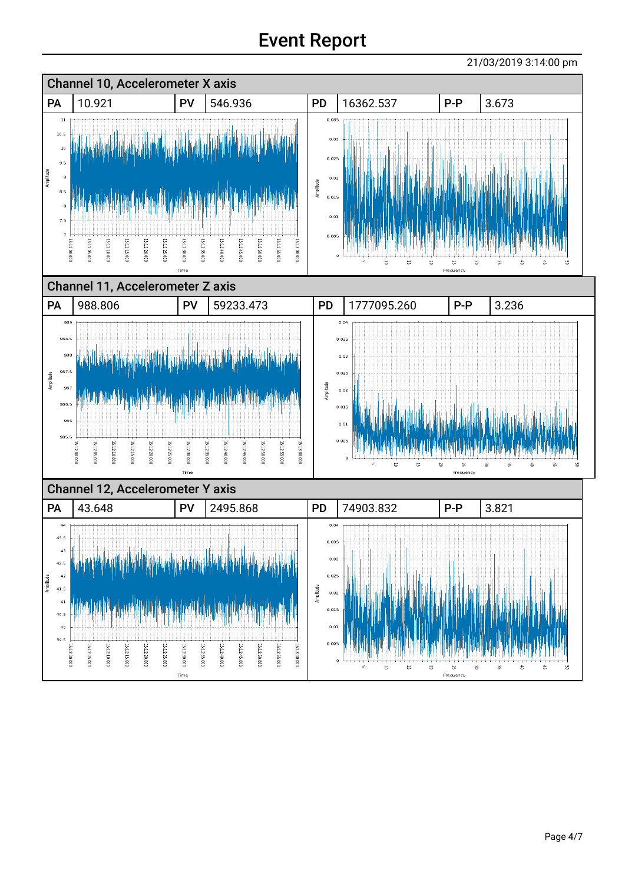# Event Report

21/03/2019 3:14:00 pm

## Channel 10, Accelerometer X axis

| PA | 10.921 | PV | 546.936 | PD | 16362.537 | P-P | 3.673 |
|---|---|---|---|---|---|---|---|

Amplitude
11
10.5
10
9.5
9
8.5
8
7.5
7
15:12:00.000
15:12:05.000
15:12:10.000
15:12:15.000
15:12:20.000
15:12:25.000
15:12:30.000
15:12:35.000
15:12:40.000
15:12:45.000
15:12:50.000
15:12:55.000
15:13:00.000
Time

Amplitude
0.035
0.03
0.025
0.02
0.015
0.01
0.005
0
5
10
15
20
25
30
35
40
45
50
Frequency

## Channel 11, Accelerometer Z axis

| PA | 988.806 | PV | 59233.473 | PD | 1777095.260 | P-P | 3.236 |
|---|---|---|---|---|---|---|---|

Amplitude
989
988.5
988
987.5
987
986.5
986
985.5
15:12:00.000
15:12:05.000
15:12:10.000
15:12:15.000
15:12:20.000
15:12:25.000
15:12:30.000
15:12:35.000
15:12:40.000
15:12:45.000
15:12:50.000
15:12:55.000
15:13:00.000
Time

Amplitude
0.04
0.035
0.03
0.025
0.02
0.015
0.01
0.005
0
5
10
15
20
25
30
35
40
45
50
Frequency

## Channel 12, Accelerometer Y axis

| PA | 43.648 | PV | 2495.868 | PD | 74903.832 | P-P | 3.821 |
|---|---|---|---|---|---|---|---|

Amplitude
44
43.5
43
42.5
42
41.5
41
40.5
40
39.5
15:12:00.000
15:12:05.000
15:12:10.000
15:12:15.000
15:12:20.000
15:12:25.000
15:12:30.000
15:12:35.000
15:12:40.000
15:12:45.000
15:12:50.000
15:12:55.000
15:13:00.000
Time

Amplitude
0.04
0.035
0.03
0.025
0.02
0.015
0.01
0.005
0
5
10
15
20
25
30
35
40
45
50
Frequency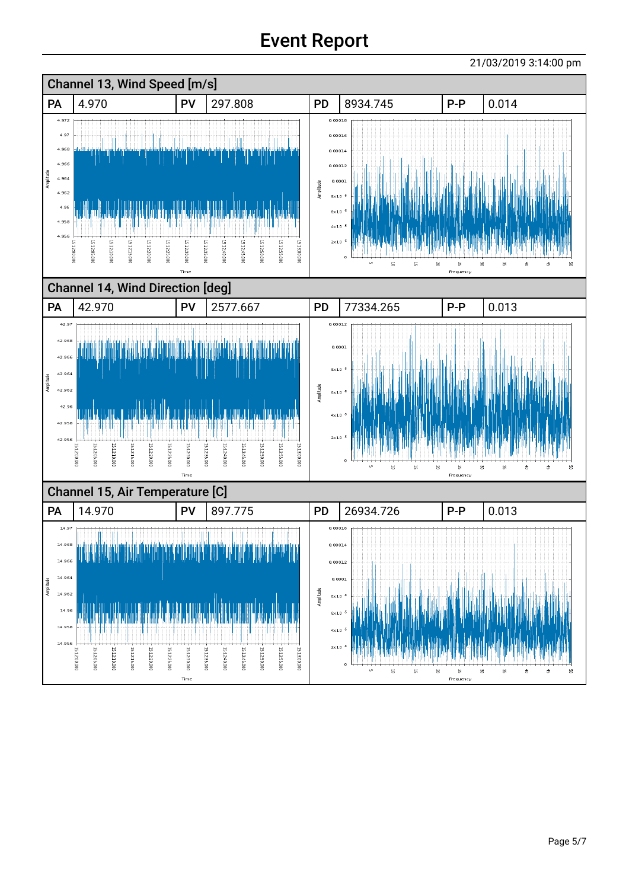# Event Report

21/03/2019 3:14:00 pm

## Channel 13, Wind Speed [m/s]

| PA | 4.970 | PV | 297.808 | PD | 8934.745 | P-P | 0.014 |
|---|---|---|---|---|---|---|---|

Amplitude
4.972
4.97
4.968
4.966
4.964
4.962
4.96
4.958
4.956
15:12:00.000
15:12:05.000
15:12:10.000
15:12:15.000
15:12:20.000
15:12:25.000
15:12:30.000
15:12:35.000
15:12:40.000
15:12:45.000
15:12:50.000
15:12:55.000
15:13:00.000
Time

Amplitude
0.00018
0.00016
0.00014
0.00012
0.0001
$8\times10^{-5}$
$6\times10^{-5}$
$4\times10^{-5}$
$2\times10^{-5}$
0
5
10
15
20
25
30
35
40
45
50
Frequency

## Channel 14, Wind Direction [deg]

| PA | 42.970 | PV | 2577.667 | PD | 77334.265 | P-P | 0.013 |
|---|---|---|---|---|---|---|---|

Amplitude
42.97
42.968
42.966
42.964
42.962
42.96
42.958
42.956
15:12:00.000
15:12:05.000
15:12:10.000
15:12:15.000
15:12:20.000
15:12:25.000
15:12:30.000
15:12:35.000
15:12:40.000
15:12:45.000
15:12:50.000
15:12:55.000
15:13:00.000
Time

Amplitude
0.00012
0.0001
$8\times10^{-5}$
$6\times10^{-5}$
$4\times10^{-5}$
$2\times10^{-5}$
0
5
10
15
20
25
30
35
40
45
50
Frequency

## Channel 15, Air Temperature [C]

| PA | 14.970 | PV | 897.775 | PD | 26934.726 | P-P | 0.013 |
|---|---|---|---|---|---|---|---|

Amplitude
14.97
14.968
14.966
14.964
14.962
14.96
14.958
14.956
15:12:00.000
15:12:05.000
15:12:10.000
15:12:15.000
15:12:20.000
15:12:25.000
15:12:30.000
15:12:35.000
15:12:40.000
15:12:45.000
15:12:50.000
15:12:55.000
15:13:00.000
Time

Amplitude
0.00016
0.00014
0.00012
0.0001
$8\times10^{-5}$
$6\times10^{-5}$
$4\times10^{-5}$
$2\times10^{-5}$
0
5
10
15
20
25
30
35
40
45
50
Frequency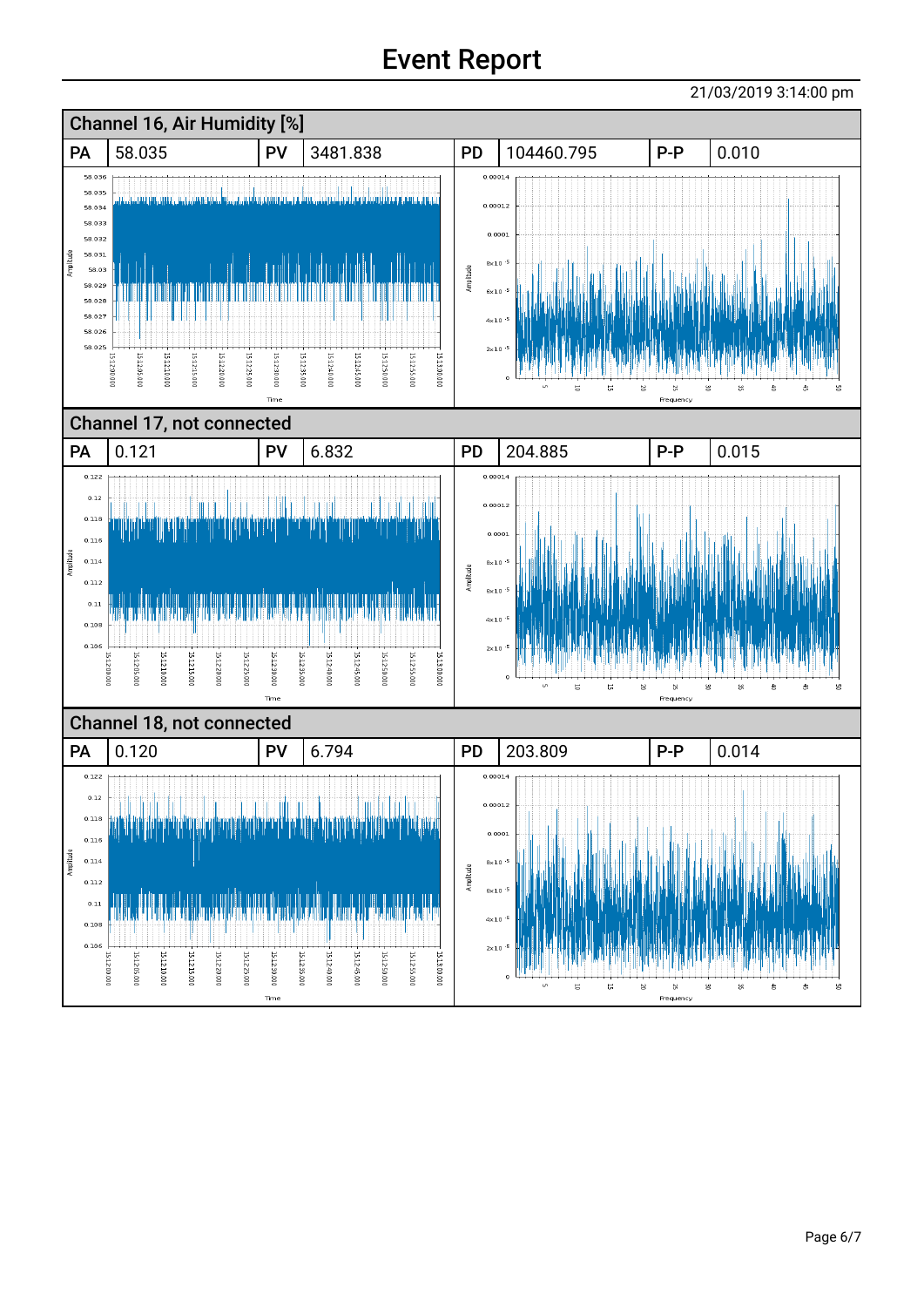# Event Report

21/03/2019 3:14:00 pm

## Channel 16, Air Humidity [%]

| PA | 58.035 | PV | 3481.838 | PD | 104460.795 | P-P | 0.010 |
|---|---|---|---|---|---|---|---|

58.036
58.035
58.034
58.033
58.032
58.031
58.03
58.029
58.028
58.027
58.026
58.025
Amplitude
15:12:00.000
15:12:05.000
15:12:10.000
15:12:15.000
15:12:20.000
15:12:25.000
15:12:30.000
15:12:35.000
15:12:40.000
15:12:45.000
15:12:50.000
15:12:55.000
15:13:00.000
Time

0.00014
0.00012
0.0001
$8x10^{-5}$
$6x10^{-5}$
$4x10^{-5}$
$2x10^{-5}$
0
Amplitude
5
10
15
20
25
30
35
40
45
50
Frequency

## Channel 17, not connected

| PA | 0.121 | PV | 6.832 | PD | 204.885 | P-P | 0.015 |
|---|---|---|---|---|---|---|---|

0.122
0.12
0.118
0.116
0.114
0.112
0.11
0.108
0.106
Amplitude
15:12:00.000
15:12:05.000
15:12:10.000
15:12:15.000
15:12:20.000
15:12:25.000
15:12:30.000
15:12:35.000
15:12:40.000
15:12:45.000
15:12:50.000
15:12:55.000
15:13:00.000
Time

0.00014
0.00012
0.0001
$8x10^{-5}$
$6x10^{-5}$
$4x10^{-5}$
$2x10^{-5}$
0
Amplitude
5
10
15
20
25
30
35
40
45
50
Frequency

## Channel 18, not connected

| PA | 0.120 | PV | 6.794 | PD | 203.809 | P-P | 0.014 |
|---|---|---|---|---|---|---|---|

0.122
0.12
0.118
0.116
0.114
0.112
0.11
0.108
0.106
Amplitude
15:12:00.000
15:12:05.000
15:12:10.000
15:12:15.000
15:12:20.000
15:12:25.000
15:12:30.000
15:12:35.000
15:12:40.000
15:12:45.000
15:12:50.000
15:12:55.000
15:13:00.000
Time

0.00014
0.00012
0.0001
$8x10^{-5}$
$6x10^{-5}$
$4x10^{-5}$
$2x10^{-5}$
0
Amplitude
5
10
15
20
25
30
35
40
45
50
Frequency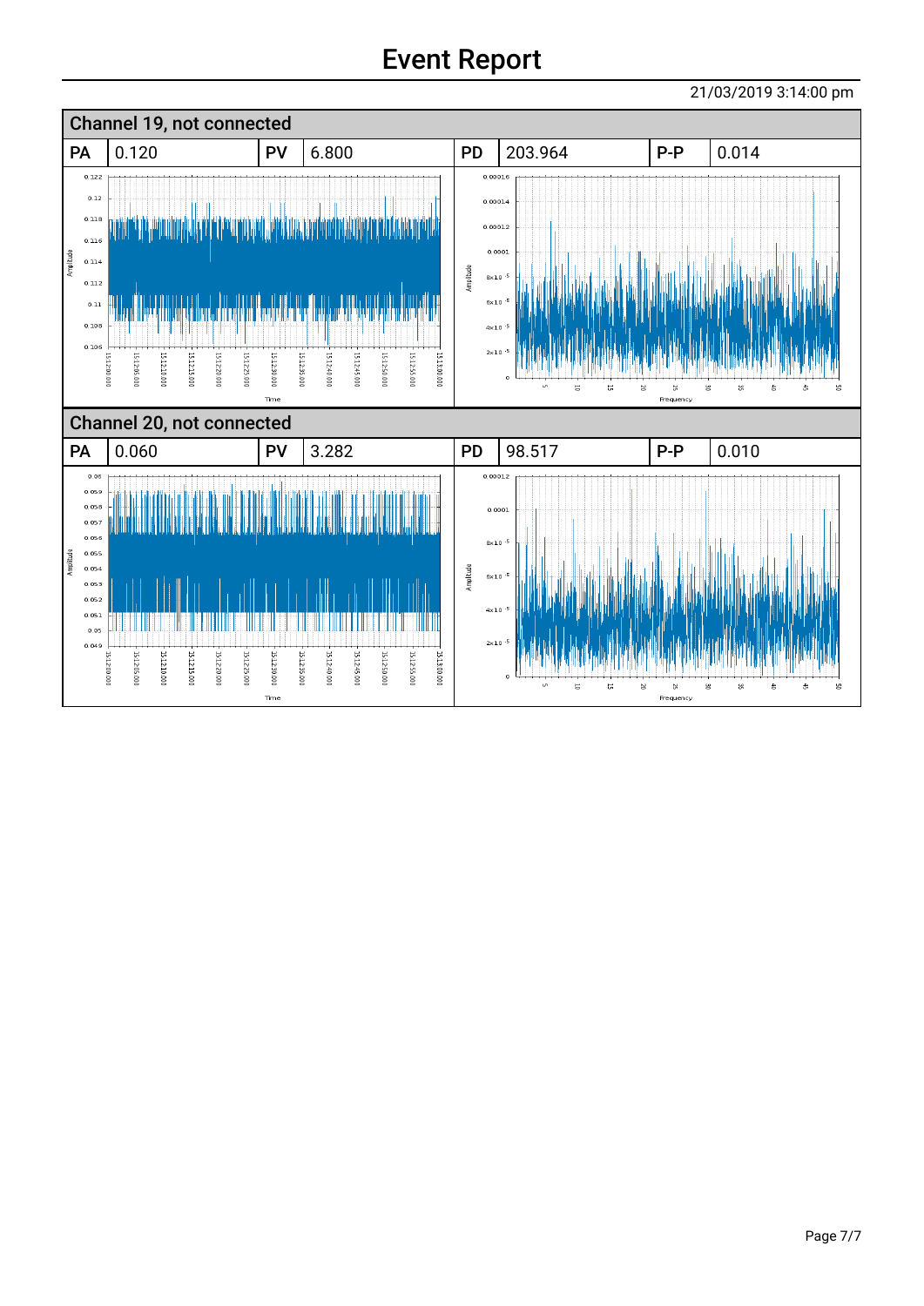# Event Report

21/03/2019 3:14:00 pm

## Channel 19, not connected

| | | | | | | | |
|---|---|---|---|---|---|---|---|
| PA | 0.120 | PV | 6.800 | PD | 203.964 | P-P | 0.014 |

Amplitude
0.122
0.12
0.118
0.116
0.114
0.112
0.11
0.108
0.106
15:12:00.000
15:12:05.000
15:12:10.000
15:12:15.000
15:12:20.000
15:12:25.000
15:12:30.000
15:12:35.000
15:12:40.000
15:12:45.000
15:12:50.000
15:12:55.000
15:13:00.000
Time

Amplitude
0.00016
0.00014
0.00012
0.0001
8x10 -5
6x10 -5
4x10 -5
2x10 -5
0
5
10
15
20
25
30
35
40
45
50
Frequency

## Channel 20, not connected

| | | | | | | | |
|---|---|---|---|---|---|---|---|
| PA | 0.060 | PV | 3.282 | PD | 98.517 | P-P | 0.010 |

Amplitude
0.06
0.059
0.058
0.057
0.056
0.055
0.054
0.053
0.052
0.051
0.05
0.049
15:12:00.000
15:12:05.000
15:12:10.000
15:12:15.000
15:12:20.000
15:12:25.000
15:12:30.000
15:12:35.000
15:12:40.000
15:12:45.000
15:12:50.000
15:12:55.000
15:13:00.000
Time

Amplitude
0.00012
0.0001
8x10 -5
6x10 -5
4x10 -5
2x10 -5
0
5
10
15
20
25
30
35
40
45
50
Frequency